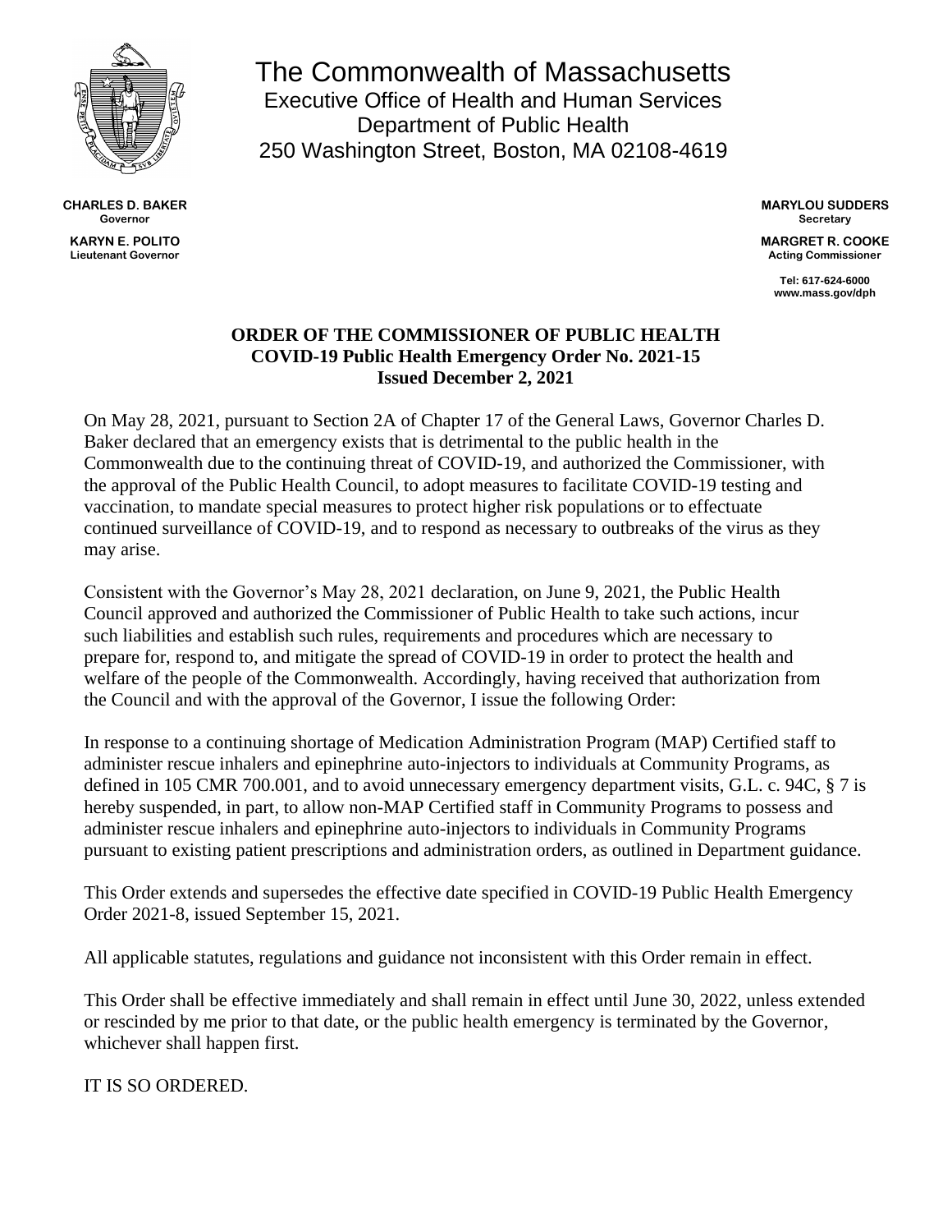# The Commonwealth of Massachusetts

Executive Office of Health and Human Services
Department of Public Health
250 Washington Street, Boston, MA 02108-4619

**CHARLES D. BAKER**
Governor

**KARYN E. POLITO**
Lieutenant Governor

**MARYLOU SUDDERS**
Secretary

**MARGRET R. COOKE**
Acting Commissioner

Tel: 617-624-6000
www.mass.gov/dph

## ORDER OF THE COMMISSIONER OF PUBLIC HEALTH
## COVID-19 Public Health Emergency Order No. 2021-15
## Issued December 2, 2021

On May 28, 2021, pursuant to Section 2A of Chapter 17 of the General Laws, Governor Charles D. Baker declared that an emergency exists that is detrimental to the public health in the Commonwealth due to the continuing threat of COVID-19, and authorized the Commissioner, with the approval of the Public Health Council, to adopt measures to facilitate COVID-19 testing and vaccination, to mandate special measures to protect higher risk populations or to effectuate continued surveillance of COVID-19, and to respond as necessary to outbreaks of the virus as they may arise.

Consistent with the Governor's May 28, 2021 declaration, on June 9, 2021, the Public Health Council approved and authorized the Commissioner of Public Health to take such actions, incur such liabilities and establish such rules, requirements and procedures which are necessary to prepare for, respond to, and mitigate the spread of COVID-19 in order to protect the health and welfare of the people of the Commonwealth. Accordingly, having received that authorization from the Council and with the approval of the Governor, I issue the following Order:

In response to a continuing shortage of Medication Administration Program (MAP) Certified staff to administer rescue inhalers and epinephrine auto-injectors to individuals at Community Programs, as defined in 105 CMR 700.001, and to avoid unnecessary emergency department visits, G.L. c. 94C, § 7 is hereby suspended, in part, to allow non-MAP Certified staff in Community Programs to possess and administer rescue inhalers and epinephrine auto-injectors to individuals in Community Programs pursuant to existing patient prescriptions and administration orders, as outlined in Department guidance.

This Order extends and supersedes the effective date specified in COVID-19 Public Health Emergency Order 2021-8, issued September 15, 2021.

All applicable statutes, regulations and guidance not inconsistent with this Order remain in effect.

This Order shall be effective immediately and shall remain in effect until June 30, 2022, unless extended or rescinded by me prior to that date, or the public health emergency is terminated by the Governor, whichever shall happen first.

IT IS SO ORDERED.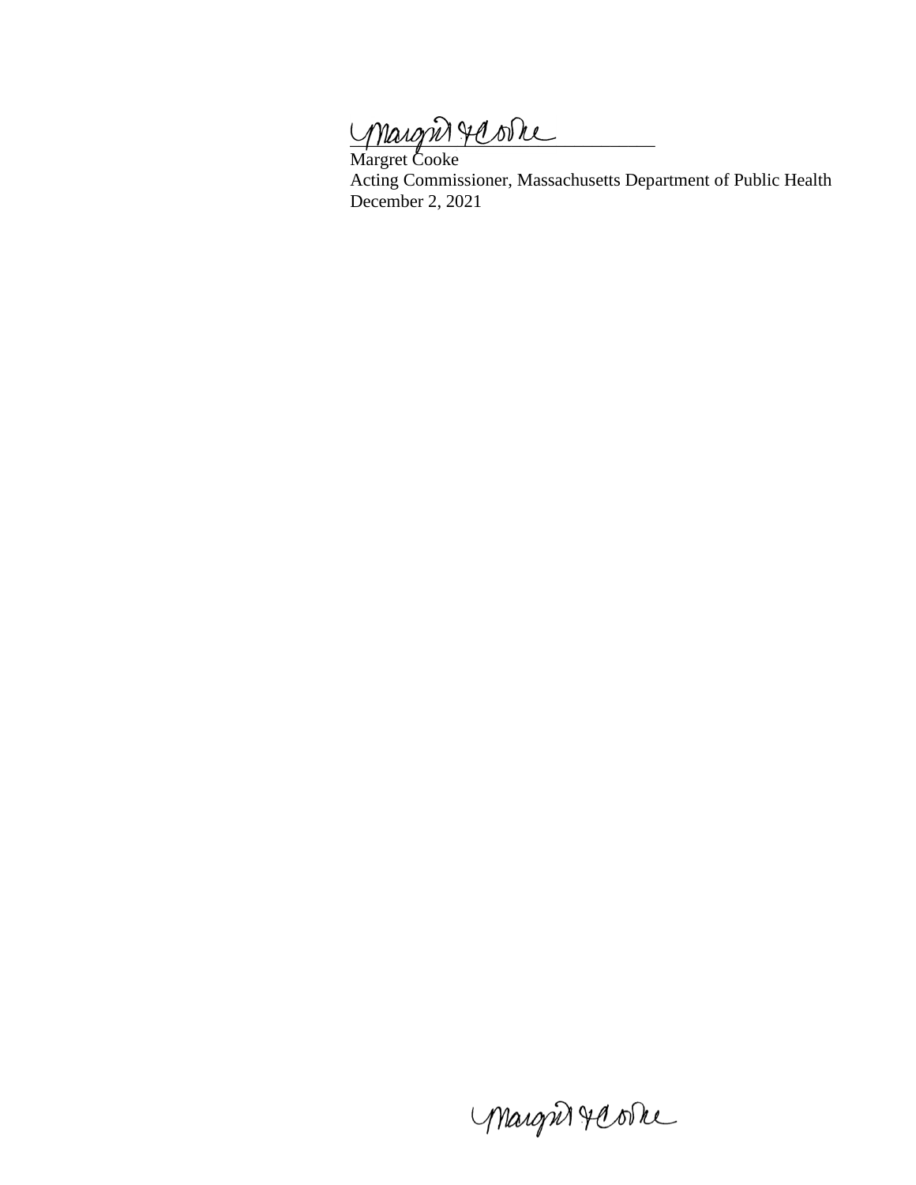\_\_\_\_\_\_\_\_\_\_\_\_\_\_\_\_\_\_\_\_\_\_\_\_\_\_\_\_\_\_\_\_\_\_

Margret Cooke
Acting Commissioner, Massachusetts Department of Public Health
December 2, 2021